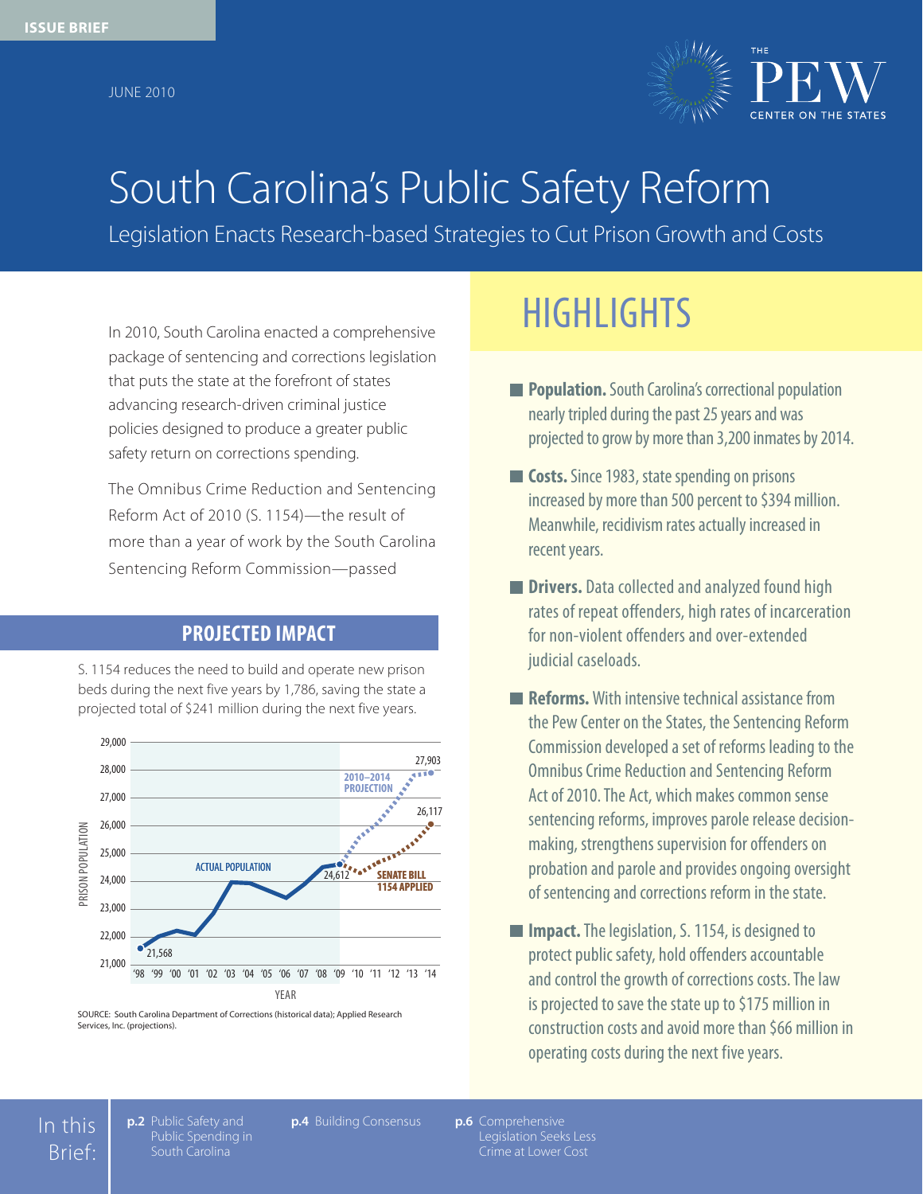ISSUE BRIEF

JUNE 2010

THE PEW CENTER ON THE STATES

# South Carolina's Public Safety Reform

## Legislation Enacts Research-based Strategies to Cut Prison Growth and Costs

In 2010, South Carolina enacted a comprehensive package of sentencing and corrections legislation that puts the state at the forefront of states advancing research-driven criminal justice policies designed to produce a greater public safety return on corrections spending.

The Omnibus Crime Reduction and Sentencing Reform Act of 2010 (S. 1154)—the result of more than a year of work by the South Carolina Sentencing Reform Commission—passed

### PROJECTED IMPACT

S. 1154 reduces the need to build and operate new prison beds during the next five years by 1,786, saving the state a projected total of $241 million during the next five years.

PRISON POPULATION (y-axis: 21,000–29,000); YEAR (x-axis: '98–'14)

ACTUAL POPULATION: 21,568 ('98) to 24,612 ('09)

2010–2014 PROJECTION: 27,903 ('14)

SENATE BILL 1154 APPLIED: 26,117 ('14)

SOURCE: South Carolina Department of Corrections (historical data); Applied Research Services, Inc. (projections).

## HIGHLIGHTS

- **Population.** South Carolina's correctional population nearly tripled during the past 25 years and was projected to grow by more than 3,200 inmates by 2014.
- **Costs.** Since 1983, state spending on prisons increased by more than 500 percent to $394 million. Meanwhile, recidivism rates actually increased in recent years.
- **Drivers.** Data collected and analyzed found high rates of repeat offenders, high rates of incarceration for non-violent offenders and over-extended judicial caseloads.
- **Reforms.** With intensive technical assistance from the Pew Center on the States, the Sentencing Reform Commission developed a set of reforms leading to the Omnibus Crime Reduction and Sentencing Reform Act of 2010. The Act, which makes common sense sentencing reforms, improves parole release decision-making, strengthens supervision for offenders on probation and parole and provides ongoing oversight of sentencing and corrections reform in the state.
- **Impact.** The legislation, S. 1154, is designed to protect public safety, hold offenders accountable and control the growth of corrections costs. The law is projected to save the state up to $175 million in construction costs and avoid more than $66 million in operating costs during the next five years.

In this Brief:

- **p.2** Public Safety and Public Spending in South Carolina
- **p.4** Building Consensus
- **p.6** Comprehensive Legislation Seeks Less Crime at Lower Cost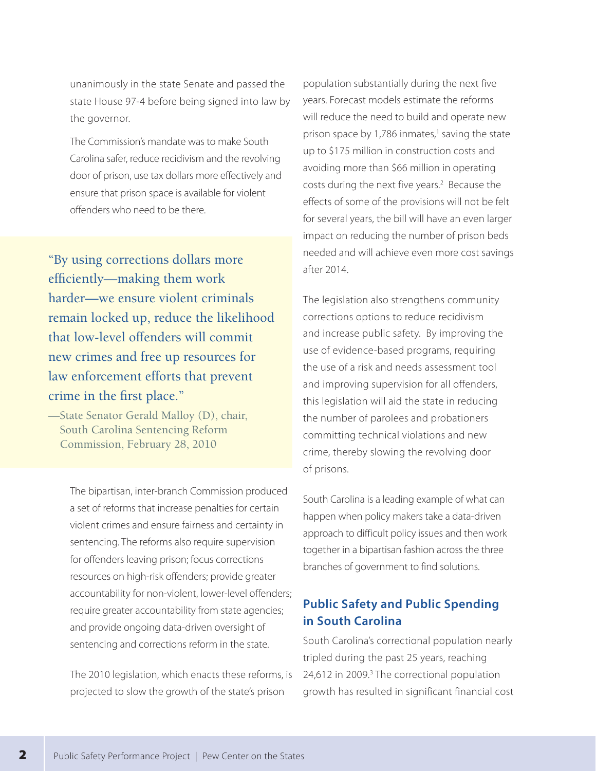unanimously in the state Senate and passed the state House 97-4 before being signed into law by the governor.

The Commission's mandate was to make South Carolina safer, reduce recidivism and the revolving door of prison, use tax dollars more effectively and ensure that prison space is available for violent offenders who need to be there.

> "By using corrections dollars more efficiently—making them work harder—we ensure violent criminals remain locked up, reduce the likelihood that low-level offenders will commit new crimes and free up resources for law enforcement efforts that prevent crime in the first place."
>
> —State Senator Gerald Malloy (D), chair, South Carolina Sentencing Reform Commission, February 28, 2010

The bipartisan, inter-branch Commission produced a set of reforms that increase penalties for certain violent crimes and ensure fairness and certainty in sentencing. The reforms also require supervision for offenders leaving prison; focus corrections resources on high-risk offenders; provide greater accountability for non-violent, lower-level offenders; require greater accountability from state agencies; and provide ongoing data-driven oversight of sentencing and corrections reform in the state.

The 2010 legislation, which enacts these reforms, is projected to slow the growth of the state's prison population substantially during the next five years. Forecast models estimate the reforms will reduce the need to build and operate new prison space by 1,786 inmates,[1] saving the state up to $175 million in construction costs and avoiding more than $66 million in operating costs during the next five years.[2] Because the effects of some of the provisions will not be felt for several years, the bill will have an even larger impact on reducing the number of prison beds needed and will achieve even more cost savings after 2014.

The legislation also strengthens community corrections options to reduce recidivism and increase public safety. By improving the use of evidence-based programs, requiring the use of a risk and needs assessment tool and improving supervision for all offenders, this legislation will aid the state in reducing the number of parolees and probationers committing technical violations and new crime, thereby slowing the revolving door of prisons.

South Carolina is a leading example of what can happen when policy makers take a data-driven approach to difficult policy issues and then work together in a bipartisan fashion across the three branches of government to find solutions.

## Public Safety and Public Spending in South Carolina

South Carolina's correctional population nearly tripled during the past 25 years, reaching 24,612 in 2009.[3] The correctional population growth has resulted in significant financial cost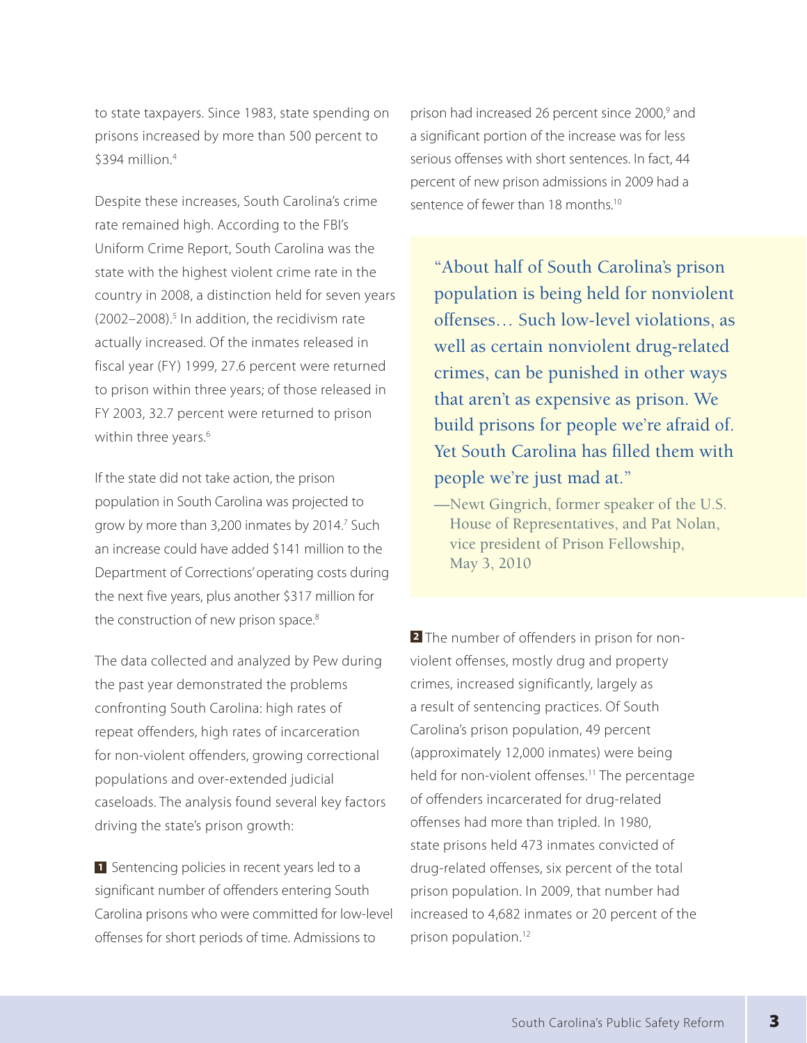to state taxpayers. Since 1983, state spending on prisons increased by more than 500 percent to $394 million.[4]

Despite these increases, South Carolina's crime rate remained high. According to the FBI's Uniform Crime Report, South Carolina was the state with the highest violent crime rate in the country in 2008, a distinction held for seven years (2002–2008).[5] In addition, the recidivism rate actually increased. Of the inmates released in fiscal year (FY) 1999, 27.6 percent were returned to prison within three years; of those released in FY 2003, 32.7 percent were returned to prison within three years.[6]

If the state did not take action, the prison population in South Carolina was projected to grow by more than 3,200 inmates by 2014.[7] Such an increase could have added $141 million to the Department of Corrections' operating costs during the next five years, plus another $317 million for the construction of new prison space.[8]

The data collected and analyzed by Pew during the past year demonstrated the problems confronting South Carolina: high rates of repeat offenders, high rates of incarceration for non-violent offenders, growing correctional populations and over-extended judicial caseloads. The analysis found several key factors driving the state's prison growth:

**1** Sentencing policies in recent years led to a significant number of offenders entering South Carolina prisons who were committed for low-level offenses for short periods of time. Admissions to prison had increased 26 percent since 2000,[9] and a significant portion of the increase was for less serious offenses with short sentences. In fact, 44 percent of new prison admissions in 2009 had a sentence of fewer than 18 months.[10]

> "About half of South Carolina's prison population is being held for nonviolent offenses… Such low-level violations, as well as certain nonviolent drug-related crimes, can be punished in other ways that aren't as expensive as prison. We build prisons for people we're afraid of. Yet South Carolina has filled them with people we're just mad at."
>
> —Newt Gingrich, former speaker of the U.S. House of Representatives, and Pat Nolan, vice president of Prison Fellowship, May 3, 2010

**2** The number of offenders in prison for non-violent offenses, mostly drug and property crimes, increased significantly, largely as a result of sentencing practices. Of South Carolina's prison population, 49 percent (approximately 12,000 inmates) were being held for non-violent offenses.[11] The percentage of offenders incarcerated for drug-related offenses had more than tripled. In 1980, state prisons held 473 inmates convicted of drug-related offenses, six percent of the total prison population. In 2009, that number had increased to 4,682 inmates or 20 percent of the prison population.[12]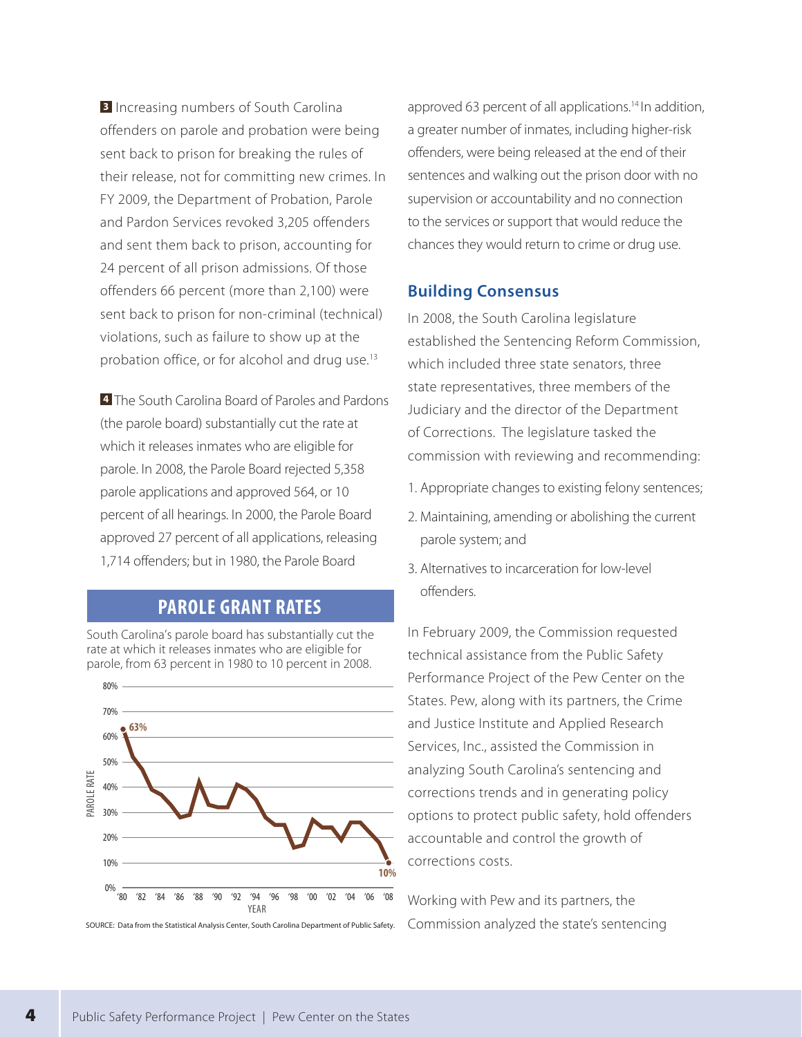**3** Increasing numbers of South Carolina offenders on parole and probation were being sent back to prison for breaking the rules of their release, not for committing new crimes. In FY 2009, the Department of Probation, Parole and Pardon Services revoked 3,205 offenders and sent them back to prison, accounting for 24 percent of all prison admissions. Of those offenders 66 percent (more than 2,100) were sent back to prison for non-criminal (technical) violations, such as failure to show up at the probation office, or for alcohol and drug use.[13]

**4** The South Carolina Board of Paroles and Pardons (the parole board) substantially cut the rate at which it releases inmates who are eligible for parole. In 2008, the Parole Board rejected 5,358 parole applications and approved 564, or 10 percent of all hearings. In 2000, the Parole Board approved 27 percent of all applications, releasing 1,714 offenders; but in 1980, the Parole Board approved 63 percent of all applications.[14] In addition, a greater number of inmates, including higher-risk offenders, were being released at the end of their sentences and walking out the prison door with no supervision or accountability and no connection to the services or support that would reduce the chances they would return to crime or drug use.

### PAROLE GRANT RATES

South Carolina's parole board has substantially cut the rate at which it releases inmates who are eligible for parole, from 63 percent in 1980 to 10 percent in 2008.

SOURCE: Data from the Statistical Analysis Center, South Carolina Department of Public Safety.

## Building Consensus

In 2008, the South Carolina legislature established the Sentencing Reform Commission, which included three state senators, three state representatives, three members of the Judiciary and the director of the Department of Corrections. The legislature tasked the commission with reviewing and recommending:

1. Appropriate changes to existing felony sentences;
2. Maintaining, amending or abolishing the current parole system; and
3. Alternatives to incarceration for low-level offenders.

In February 2009, the Commission requested technical assistance from the Public Safety Performance Project of the Pew Center on the States. Pew, along with its partners, the Crime and Justice Institute and Applied Research Services, Inc., assisted the Commission in analyzing South Carolina's sentencing and corrections trends and in generating policy options to protect public safety, hold offenders accountable and control the growth of corrections costs.

Working with Pew and its partners, the Commission analyzed the state's sentencing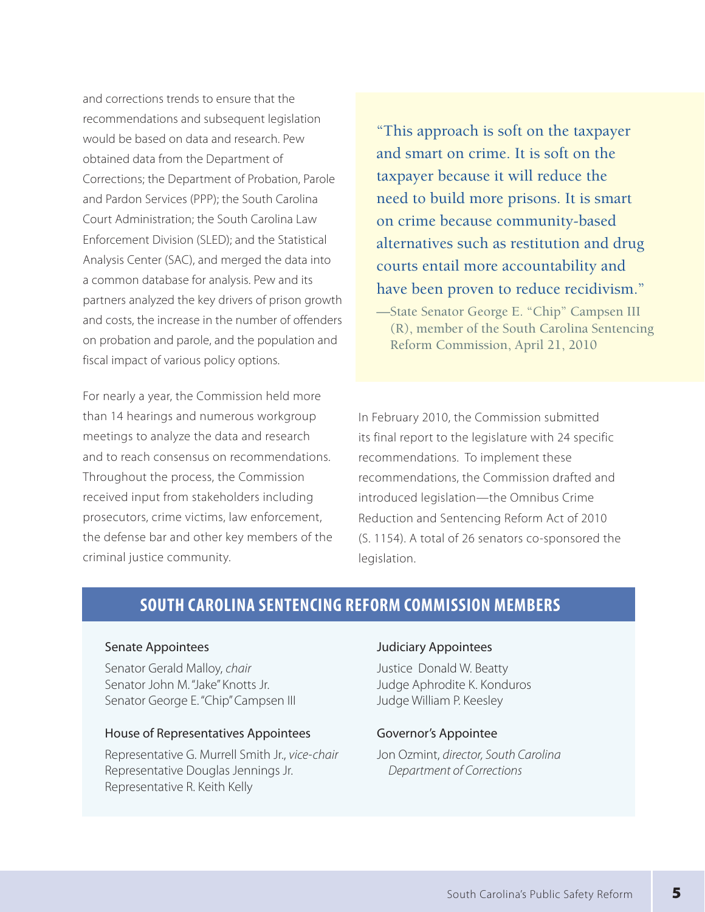and corrections trends to ensure that the recommendations and subsequent legislation would be based on data and research. Pew obtained data from the Department of Corrections; the Department of Probation, Parole and Pardon Services (PPP); the South Carolina Court Administration; the South Carolina Law Enforcement Division (SLED); and the Statistical Analysis Center (SAC), and merged the data into a common database for analysis. Pew and its partners analyzed the key drivers of prison growth and costs, the increase in the number of offenders on probation and parole, and the population and fiscal impact of various policy options.

For nearly a year, the Commission held more than 14 hearings and numerous workgroup meetings to analyze the data and research and to reach consensus on recommendations. Throughout the process, the Commission received input from stakeholders including prosecutors, crime victims, law enforcement, the defense bar and other key members of the criminal justice community.

> "This approach is soft on the taxpayer and smart on crime. It is soft on the taxpayer because it will reduce the need to build more prisons. It is smart on crime because community-based alternatives such as restitution and drug courts entail more accountability and have been proven to reduce recidivism."
>
> —State Senator George E. "Chip" Campsen III (R), member of the South Carolina Sentencing Reform Commission, April 21, 2010

In February 2010, the Commission submitted its final report to the legislature with 24 specific recommendations. To implement these recommendations, the Commission drafted and introduced legislation—the Omnibus Crime Reduction and Sentencing Reform Act of 2010 (S. 1154). A total of 26 senators co-sponsored the legislation.

## SOUTH CAROLINA SENTENCING REFORM COMMISSION MEMBERS

**Senate Appointees**

Senator Gerald Malloy, *chair*
Senator John M. "Jake" Knotts Jr.
Senator George E. "Chip" Campsen III

**House of Representatives Appointees**

Representative G. Murrell Smith Jr., *vice-chair*
Representative Douglas Jennings Jr.
Representative R. Keith Kelly

**Judiciary Appointees**

Justice Donald W. Beatty
Judge Aphrodite K. Konduros
Judge William P. Keesley

**Governor's Appointee**

Jon Ozmint, *director, South Carolina Department of Corrections*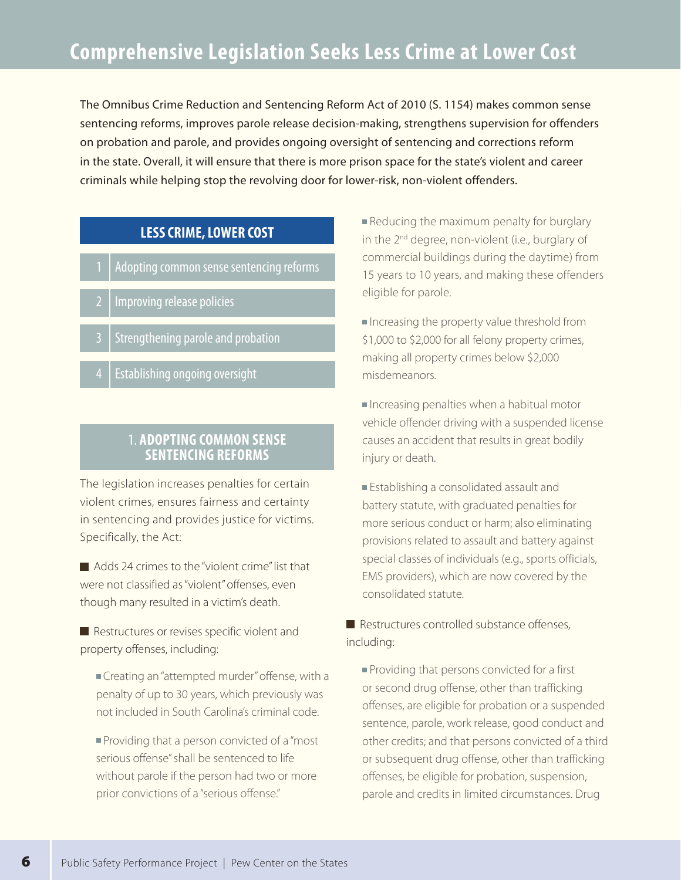# Comprehensive Legislation Seeks Less Crime at Lower Cost

The Omnibus Crime Reduction and Sentencing Reform Act of 2010 (S. 1154) makes common sense sentencing reforms, improves parole release decision-making, strengthens supervision for offenders on probation and parole, and provides ongoing oversight of sentencing and corrections reform in the state. Overall, it will ensure that there is more prison space for the state's violent and career criminals while helping stop the revolving door for lower-risk, non-violent offenders.

**LESS CRIME, LOWER COST**

1. Adopting common sense sentencing reforms
2. Improving release policies
3. Strengthening parole and probation
4. Establishing ongoing oversight

## 1. ADOPTING COMMON SENSE SENTENCING REFORMS

The legislation increases penalties for certain violent crimes, ensures fairness and certainty in sentencing and provides justice for victims. Specifically, the Act:

- Adds 24 crimes to the "violent crime" list that were not classified as "violent" offenses, even though many resulted in a victim's death.
- Restructures or revises specific violent and property offenses, including:
  - Creating an "attempted murder" offense, with a penalty of up to 30 years, which previously was not included in South Carolina's criminal code.
  - Providing that a person convicted of a "most serious offense" shall be sentenced to life without parole if the person had two or more prior convictions of a "serious offense."
  - Reducing the maximum penalty for burglary in the 2nd degree, non-violent (i.e., burglary of commercial buildings during the daytime) from 15 years to 10 years, and making these offenders eligible for parole.
  - Increasing the property value threshold from $1,000 to $2,000 for all felony property crimes, making all property crimes below $2,000 misdemeanors.
  - Increasing penalties when a habitual motor vehicle offender driving with a suspended license causes an accident that results in great bodily injury or death.
  - Establishing a consolidated assault and battery statute, with graduated penalties for more serious conduct or harm; also eliminating provisions related to assault and battery against special classes of individuals (e.g., sports officials, EMS providers), which are now covered by the consolidated statute.
- Restructures controlled substance offenses, including:
  - Providing that persons convicted for a first or second drug offense, other than trafficking offenses, are eligible for probation or a suspended sentence, parole, work release, good conduct and other credits; and that persons convicted of a third or subsequent drug offense, other than trafficking offenses, be eligible for probation, suspension, parole and credits in limited circumstances. Drug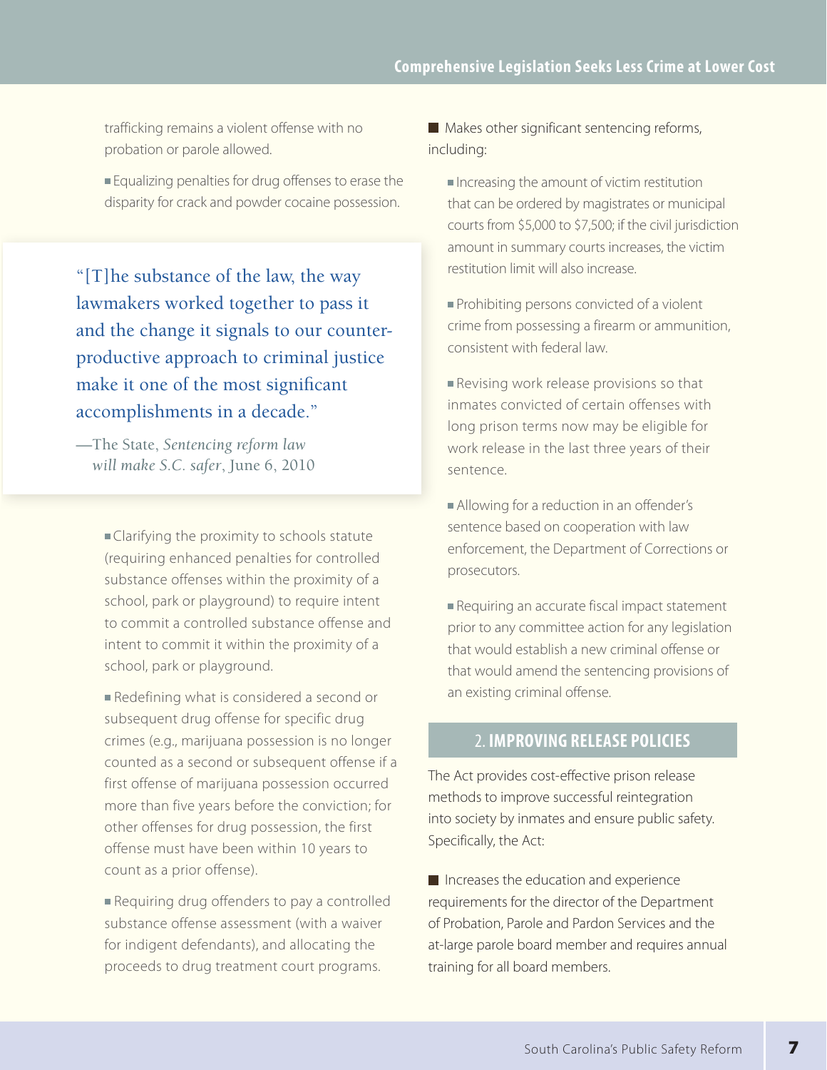trafficking remains a violent offense with no probation or parole allowed.

- Equalizing penalties for drug offenses to erase the disparity for crack and powder cocaine possession.

> "[T]he substance of the law, the way lawmakers worked together to pass it and the change it signals to our counter-productive approach to criminal justice make it one of the most significant accomplishments in a decade."
>
> —The State, *Sentencing reform law will make S.C. safer*, June 6, 2010

- Clarifying the proximity to schools statute (requiring enhanced penalties for controlled substance offenses within the proximity of a school, park or playground) to require intent to commit a controlled substance offense and intent to commit it within the proximity of a school, park or playground.

- Redefining what is considered a second or subsequent drug offense for specific drug crimes (e.g., marijuana possession is no longer counted as a second or subsequent offense if a first offense of marijuana possession occurred more than five years before the conviction; for other offenses for drug possession, the first offense must have been within 10 years to count as a prior offense).

- Requiring drug offenders to pay a controlled substance offense assessment (with a waiver for indigent defendants), and allocating the proceeds to drug treatment court programs.

- Makes other significant sentencing reforms, including:
  - Increasing the amount of victim restitution that can be ordered by magistrates or municipal courts from $5,000 to $7,500; if the civil jurisdiction amount in summary courts increases, the victim restitution limit will also increase.
  - Prohibiting persons convicted of a violent crime from possessing a firearm or ammunition, consistent with federal law.
  - Revising work release provisions so that inmates convicted of certain offenses with long prison terms now may be eligible for work release in the last three years of their sentence.
  - Allowing for a reduction in an offender's sentence based on cooperation with law enforcement, the Department of Corrections or prosecutors.
  - Requiring an accurate fiscal impact statement prior to any committee action for any legislation that would establish a new criminal offense or that would amend the sentencing provisions of an existing criminal offense.

## 2. IMPROVING RELEASE POLICIES

The Act provides cost-effective prison release methods to improve successful reintegration into society by inmates and ensure public safety. Specifically, the Act:

- Increases the education and experience requirements for the director of the Department of Probation, Parole and Pardon Services and the at-large parole board member and requires annual training for all board members.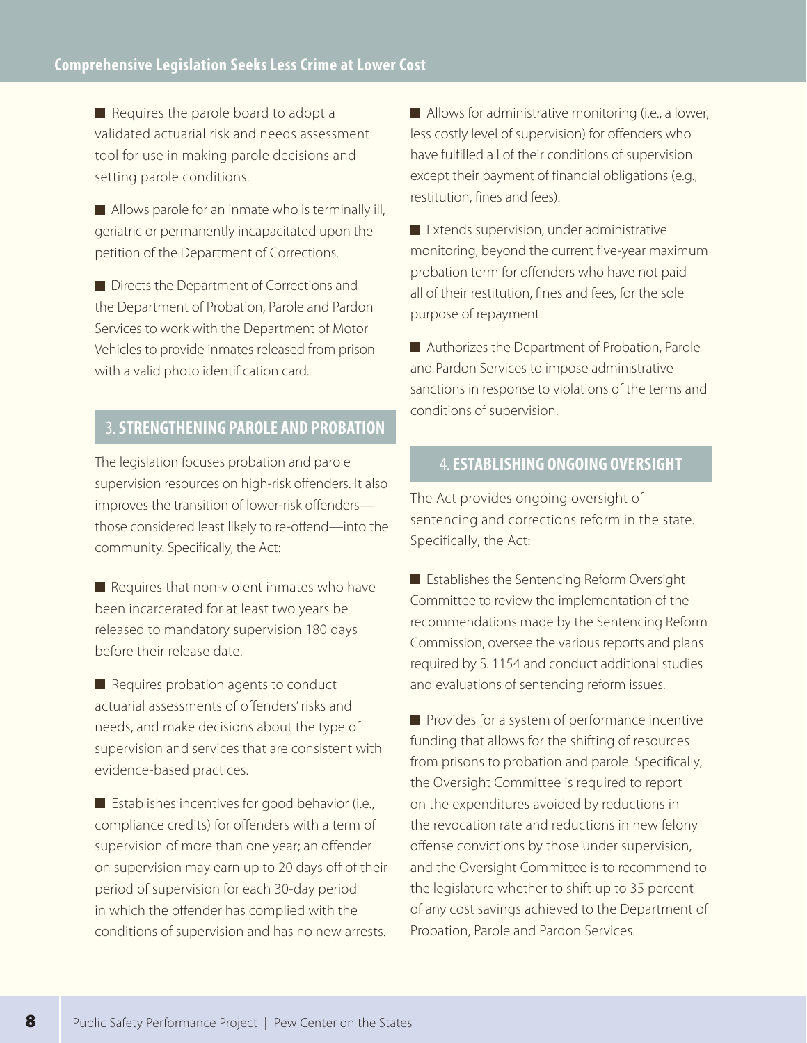- Requires the parole board to adopt a validated actuarial risk and needs assessment tool for use in making parole decisions and setting parole conditions.

- Allows parole for an inmate who is terminally ill, geriatric or permanently incapacitated upon the petition of the Department of Corrections.

- Directs the Department of Corrections and the Department of Probation, Parole and Pardon Services to work with the Department of Motor Vehicles to provide inmates released from prison with a valid photo identification card.

## 3. STRENGTHENING PAROLE AND PROBATION

The legislation focuses probation and parole supervision resources on high-risk offenders. It also improves the transition of lower-risk offenders—those considered least likely to re-offend—into the community. Specifically, the Act:

- Requires that non-violent inmates who have been incarcerated for at least two years be released to mandatory supervision 180 days before their release date.

- Requires probation agents to conduct actuarial assessments of offenders' risks and needs, and make decisions about the type of supervision and services that are consistent with evidence-based practices.

- Establishes incentives for good behavior (i.e., compliance credits) for offenders with a term of supervision of more than one year; an offender on supervision may earn up to 20 days off of their period of supervision for each 30-day period in which the offender has complied with the conditions of supervision and has no new arrests.

- Allows for administrative monitoring (i.e., a lower, less costly level of supervision) for offenders who have fulfilled all of their conditions of supervision except their payment of financial obligations (e.g., restitution, fines and fees).

- Extends supervision, under administrative monitoring, beyond the current five-year maximum probation term for offenders who have not paid all of their restitution, fines and fees, for the sole purpose of repayment.

- Authorizes the Department of Probation, Parole and Pardon Services to impose administrative sanctions in response to violations of the terms and conditions of supervision.

## 4. ESTABLISHING ONGOING OVERSIGHT

The Act provides ongoing oversight of sentencing and corrections reform in the state. Specifically, the Act:

- Establishes the Sentencing Reform Oversight Committee to review the implementation of the recommendations made by the Sentencing Reform Commission, oversee the various reports and plans required by S. 1154 and conduct additional studies and evaluations of sentencing reform issues.

- Provides for a system of performance incentive funding that allows for the shifting of resources from prisons to probation and parole. Specifically, the Oversight Committee is required to report on the expenditures avoided by reductions in the revocation rate and reductions in new felony offense convictions by those under supervision, and the Oversight Committee is to recommend to the legislature whether to shift up to 35 percent of any cost savings achieved to the Department of Probation, Parole and Pardon Services.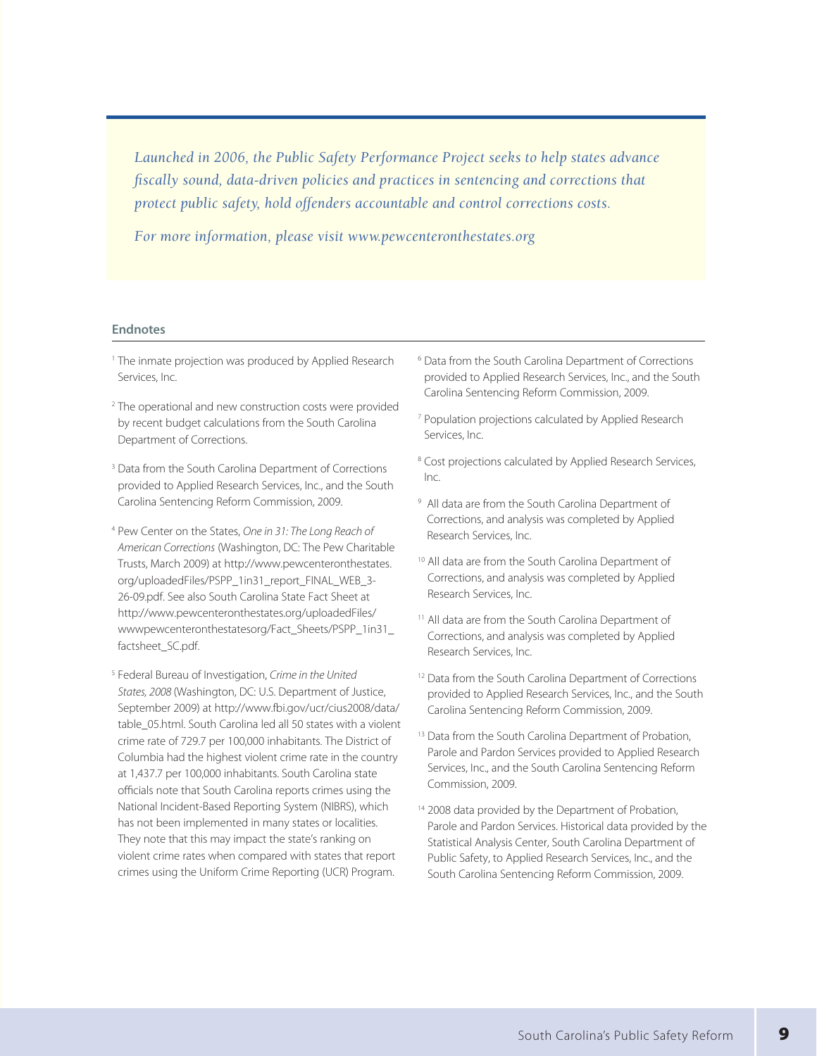*Launched in 2006, the Public Safety Performance Project seeks to help states advance fiscally sound, data-driven policies and practices in sentencing and corrections that protect public safety, hold offenders accountable and control corrections costs.*

*For more information, please visit www.pewcenteronthestates.org*

## Endnotes

[1] The inmate projection was produced by Applied Research Services, Inc.

[2] The operational and new construction costs were provided by recent budget calculations from the South Carolina Department of Corrections.

[3] Data from the South Carolina Department of Corrections provided to Applied Research Services, Inc., and the South Carolina Sentencing Reform Commission, 2009.

[4] Pew Center on the States, *One in 31: The Long Reach of American Corrections* (Washington, DC: The Pew Charitable Trusts, March 2009) at http://www.pewcenteronthestates.org/uploadedFiles/PSPP_1in31_report_FINAL_WEB_3-26-09.pdf. See also South Carolina State Fact Sheet at http://www.pewcenteronthestates.org/uploadedFiles/wwwpewcenteronthestatesorg/Fact_Sheets/PSPP_1in31_factsheet_SC.pdf.

[5] Federal Bureau of Investigation, *Crime in the United States, 2008* (Washington, DC: U.S. Department of Justice, September 2009) at http://www.fbi.gov/ucr/cius2008/data/table_05.html. South Carolina led all 50 states with a violent crime rate of 729.7 per 100,000 inhabitants. The District of Columbia had the highest violent crime rate in the country at 1,437.7 per 100,000 inhabitants. South Carolina state officials note that South Carolina reports crimes using the National Incident-Based Reporting System (NIBRS), which has not been implemented in many states or localities. They note that this may impact the state's ranking on violent crime rates when compared with states that report crimes using the Uniform Crime Reporting (UCR) Program.

[6] Data from the South Carolina Department of Corrections provided to Applied Research Services, Inc., and the South Carolina Sentencing Reform Commission, 2009.

[7] Population projections calculated by Applied Research Services, Inc.

[8] Cost projections calculated by Applied Research Services, Inc.

[9] All data are from the South Carolina Department of Corrections, and analysis was completed by Applied Research Services, Inc.

[10] All data are from the South Carolina Department of Corrections, and analysis was completed by Applied Research Services, Inc.

[11] All data are from the South Carolina Department of Corrections, and analysis was completed by Applied Research Services, Inc.

[12] Data from the South Carolina Department of Corrections provided to Applied Research Services, Inc., and the South Carolina Sentencing Reform Commission, 2009.

[13] Data from the South Carolina Department of Probation, Parole and Pardon Services provided to Applied Research Services, Inc., and the South Carolina Sentencing Reform Commission, 2009.

[14] 2008 data provided by the Department of Probation, Parole and Pardon Services. Historical data provided by the Statistical Analysis Center, South Carolina Department of Public Safety, to Applied Research Services, Inc., and the South Carolina Sentencing Reform Commission, 2009.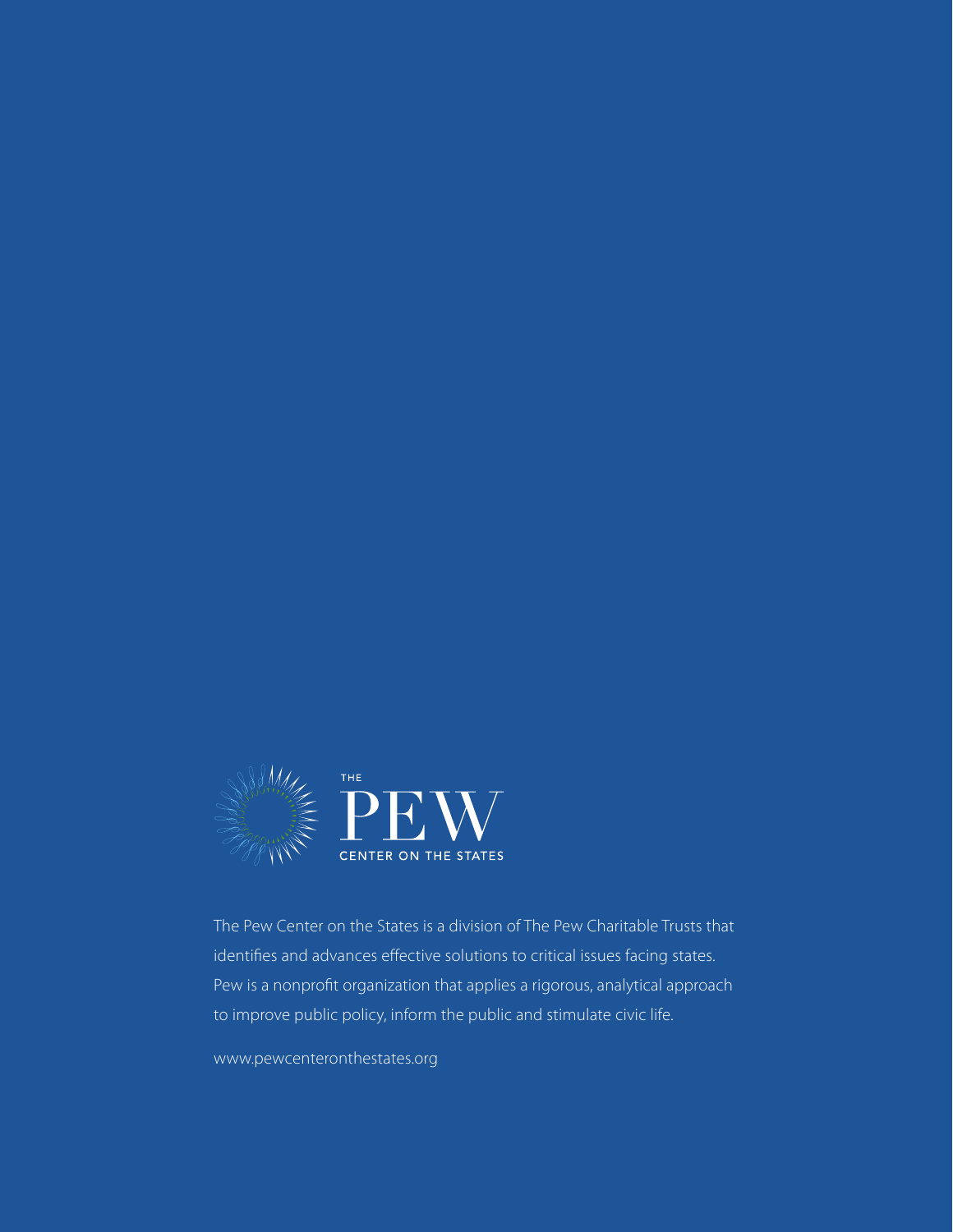THE
PEW
CENTER ON THE STATES

The Pew Center on the States is a division of The Pew Charitable Trusts that identifies and advances effective solutions to critical issues facing states. Pew is a nonprofit organization that applies a rigorous, analytical approach to improve public policy, inform the public and stimulate civic life.

www.pewcenteronthestates.org